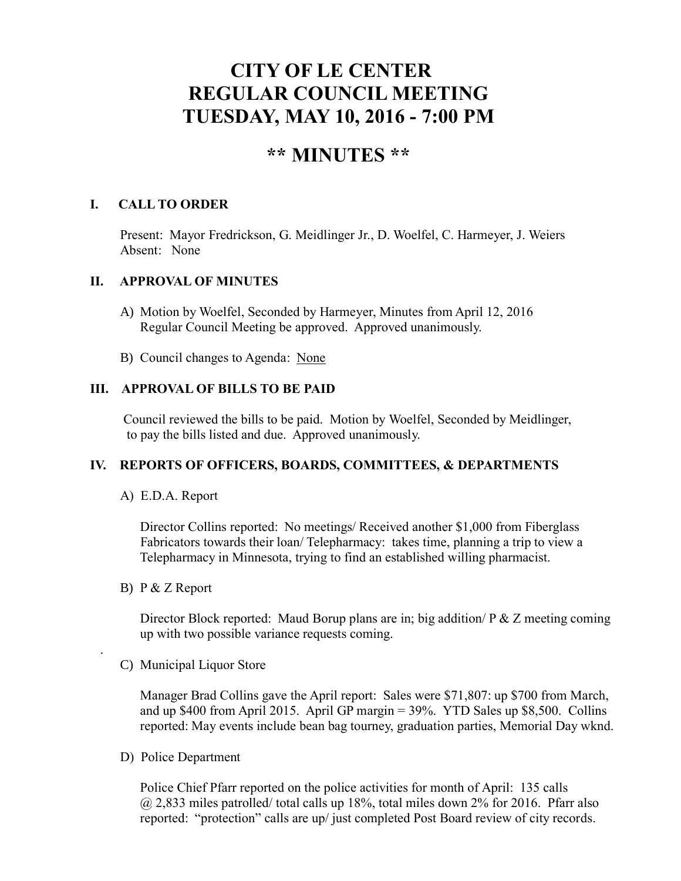# CITY OF LE CENTER
# REGULAR COUNCIL MEETING
# TUESDAY, MAY 10, 2016 - 7:00 PM

## ** MINUTES **

### I. CALL TO ORDER

Present: Mayor Fredrickson, G. Meidlinger Jr., D. Woelfel, C. Harmeyer, J. Weiers
Absent: None

### II. APPROVAL OF MINUTES

A) Motion by Woelfel, Seconded by Harmeyer, Minutes from April 12, 2016 Regular Council Meeting be approved. Approved unanimously.

B) Council changes to Agenda: None

### III. APPROVAL OF BILLS TO BE PAID

Council reviewed the bills to be paid. Motion by Woelfel, Seconded by Meidlinger, to pay the bills listed and due. Approved unanimously.

### IV. REPORTS OF OFFICERS, BOARDS, COMMITTEES, & DEPARTMENTS

A) E.D.A. Report

Director Collins reported: No meetings/ Received another $1,000 from Fiberglass Fabricators towards their loan/ Telepharmacy: takes time, planning a trip to view a Telepharmacy in Minnesota, trying to find an established willing pharmacist.

B) P & Z Report

Director Block reported: Maud Borup plans are in; big addition/ P & Z meeting coming up with two possible variance requests coming.

C) Municipal Liquor Store

Manager Brad Collins gave the April report: Sales were $71,807: up $700 from March, and up $400 from April 2015. April GP margin = 39%. YTD Sales up $8,500. Collins reported: May events include bean bag tourney, graduation parties, Memorial Day wknd.

D) Police Department

Police Chief Pfarr reported on the police activities for month of April: 135 calls @ 2,833 miles patrolled/ total calls up 18%, total miles down 2% for 2016. Pfarr also reported: "protection" calls are up/ just completed Post Board review of city records.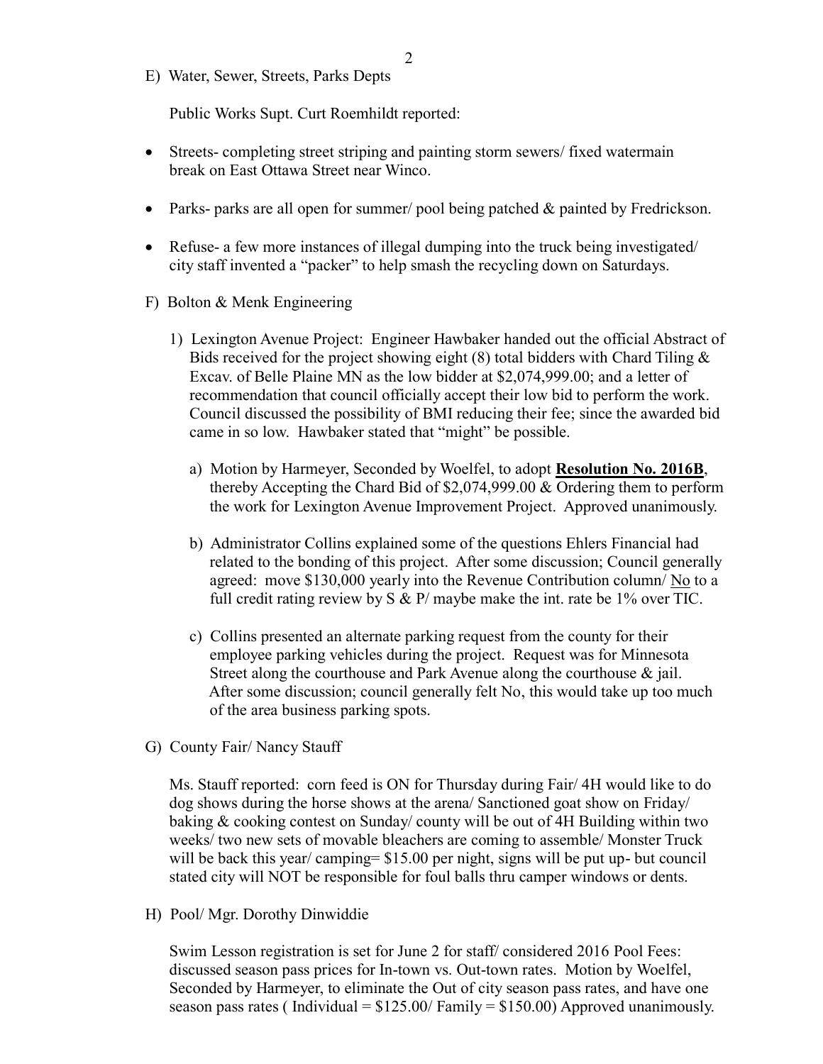E) Water, Sewer, Streets, Parks Depts

Public Works Supt. Curt Roemhildt reported:

- Streets- completing street striping and painting storm sewers/ fixed watermain break on East Ottawa Street near Winco.
- Parks- parks are all open for summer/ pool being patched & painted by Fredrickson.
- Refuse- a few more instances of illegal dumping into the truck being investigated/ city staff invented a "packer" to help smash the recycling down on Saturdays.

F) Bolton & Menk Engineering

1) Lexington Avenue Project: Engineer Hawbaker handed out the official Abstract of Bids received for the project showing eight (8) total bidders with Chard Tiling & Excav. of Belle Plaine MN as the low bidder at $2,074,999.00; and a letter of recommendation that council officially accept their low bid to perform the work. Council discussed the possibility of BMI reducing their fee; since the awarded bid came in so low. Hawbaker stated that "might" be possible.

   a) Motion by Harmeyer, Seconded by Woelfel, to adopt <u>**Resolution No. 2016B**</u>, thereby Accepting the Chard Bid of $2,074,999.00 & Ordering them to perform the work for Lexington Avenue Improvement Project. Approved unanimously.

   b) Administrator Collins explained some of the questions Ehlers Financial had related to the bonding of this project. After some discussion; Council generally agreed: move $130,000 yearly into the Revenue Contribution column/ <u>No</u> to a full credit rating review by S & P/ maybe make the int. rate be 1% over TIC.

   c) Collins presented an alternate parking request from the county for their employee parking vehicles during the project. Request was for Minnesota Street along the courthouse and Park Avenue along the courthouse & jail. After some discussion; council generally felt No, this would take up too much of the area business parking spots.

G) County Fair/ Nancy Stauff

Ms. Stauff reported: corn feed is ON for Thursday during Fair/ 4H would like to do dog shows during the horse shows at the arena/ Sanctioned goat show on Friday/ baking & cooking contest on Sunday/ county will be out of 4H Building within two weeks/ two new sets of movable bleachers are coming to assemble/ Monster Truck will be back this year/ camping= $15.00 per night, signs will be put up- but council stated city will NOT be responsible for foul balls thru camper windows or dents.

H) Pool/ Mgr. Dorothy Dinwiddie

Swim Lesson registration is set for June 2 for staff/ considered 2016 Pool Fees: discussed season pass prices for In-town vs. Out-town rates. Motion by Woelfel, Seconded by Harmeyer, to eliminate the Out of city season pass rates, and have one season pass rates ( Individual = $125.00/ Family = $150.00) Approved unanimously.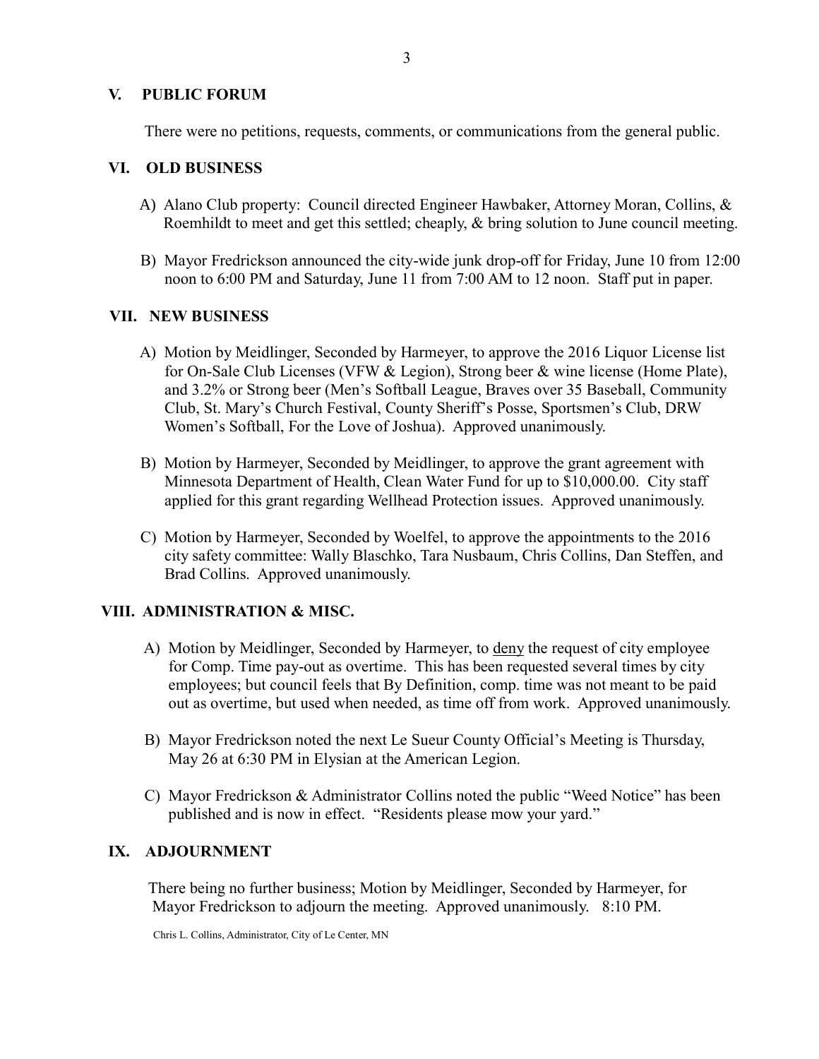## V. PUBLIC FORUM

There were no petitions, requests, comments, or communications from the general public.

## VI. OLD BUSINESS

A) Alano Club property: Council directed Engineer Hawbaker, Attorney Moran, Collins, & Roemhildt to meet and get this settled; cheaply, & bring solution to June council meeting.

B) Mayor Fredrickson announced the city-wide junk drop-off for Friday, June 10 from 12:00 noon to 6:00 PM and Saturday, June 11 from 7:00 AM to 12 noon. Staff put in paper.

## VII. NEW BUSINESS

A) Motion by Meidlinger, Seconded by Harmeyer, to approve the 2016 Liquor License list for On-Sale Club Licenses (VFW & Legion), Strong beer & wine license (Home Plate), and 3.2% or Strong beer (Men's Softball League, Braves over 35 Baseball, Community Club, St. Mary's Church Festival, County Sheriff's Posse, Sportsmen's Club, DRW Women's Softball, For the Love of Joshua). Approved unanimously.

B) Motion by Harmeyer, Seconded by Meidlinger, to approve the grant agreement with Minnesota Department of Health, Clean Water Fund for up to $10,000.00. City staff applied for this grant regarding Wellhead Protection issues. Approved unanimously.

C) Motion by Harmeyer, Seconded by Woelfel, to approve the appointments to the 2016 city safety committee: Wally Blaschko, Tara Nusbaum, Chris Collins, Dan Steffen, and Brad Collins. Approved unanimously.

## VIII. ADMINISTRATION & MISC.

A) Motion by Meidlinger, Seconded by Harmeyer, to <u>deny</u> the request of city employee for Comp. Time pay-out as overtime. This has been requested several times by city employees; but council feels that By Definition, comp. time was not meant to be paid out as overtime, but used when needed, as time off from work. Approved unanimously.

B) Mayor Fredrickson noted the next Le Sueur County Official's Meeting is Thursday, May 26 at 6:30 PM in Elysian at the American Legion.

C) Mayor Fredrickson & Administrator Collins noted the public "Weed Notice" has been published and is now in effect. "Residents please mow your yard."

## IX. ADJOURNMENT

There being no further business; Motion by Meidlinger, Seconded by Harmeyer, for Mayor Fredrickson to adjourn the meeting. Approved unanimously. 8:10 PM.

Chris L. Collins, Administrator, City of Le Center, MN